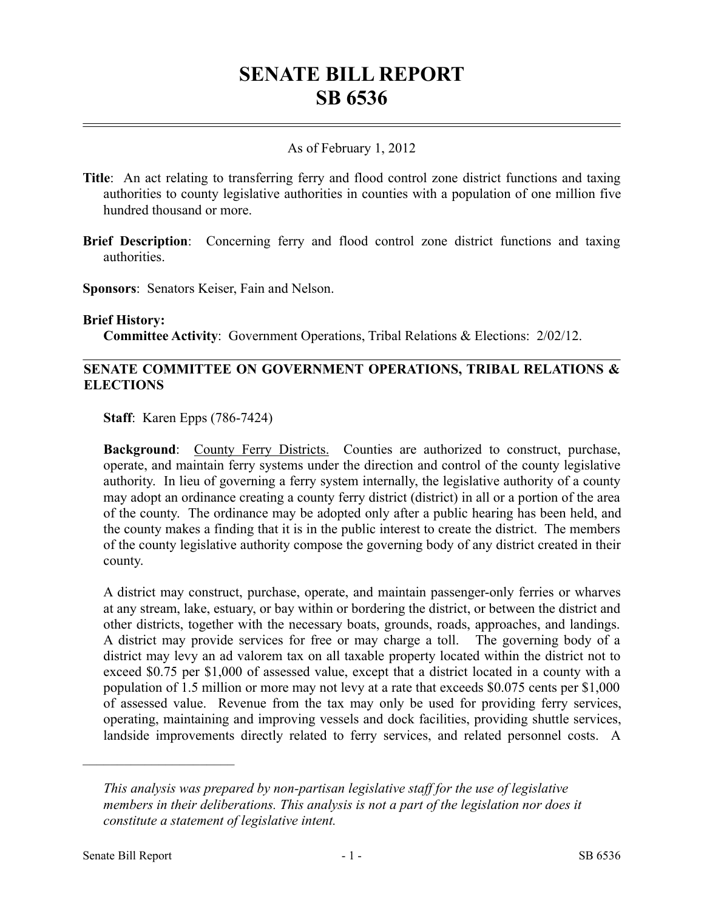# SENATE BILL REPORT
# SB 6536

---

As of February 1, 2012

**Title**: An act relating to transferring ferry and flood control zone district functions and taxing authorities to county legislative authorities in counties with a population of one million five hundred thousand or more.

**Brief Description**: Concerning ferry and flood control zone district functions and taxing authorities.

**Sponsors**: Senators Keiser, Fain and Nelson.

**Brief History:**
**Committee Activity**: Government Operations, Tribal Relations & Elections: 2/02/12.

---

**SENATE COMMITTEE ON GOVERNMENT OPERATIONS, TRIBAL RELATIONS & ELECTIONS**

**Staff**: Karen Epps (786-7424)

**Background**: County Ferry Districts. Counties are authorized to construct, purchase, operate, and maintain ferry systems under the direction and control of the county legislative authority. In lieu of governing a ferry system internally, the legislative authority of a county may adopt an ordinance creating a county ferry district (district) in all or a portion of the area of the county. The ordinance may be adopted only after a public hearing has been held, and the county makes a finding that it is in the public interest to create the district. The members of the county legislative authority compose the governing body of any district created in their county.

A district may construct, purchase, operate, and maintain passenger-only ferries or wharves at any stream, lake, estuary, or bay within or bordering the district, or between the district and other districts, together with the necessary boats, grounds, roads, approaches, and landings. A district may provide services for free or may charge a toll. The governing body of a district may levy an ad valorem tax on all taxable property located within the district not to exceed $0.75 per $1,000 of assessed value, except that a district located in a county with a population of 1.5 million or more may not levy at a rate that exceeds $0.075 cents per $1,000 of assessed value. Revenue from the tax may only be used for providing ferry services, operating, maintaining and improving vessels and dock facilities, providing shuttle services, landside improvements directly related to ferry services, and related personnel costs. A

---

*This analysis was prepared by non-partisan legislative staff for the use of legislative members in their deliberations. This analysis is not a part of the legislation nor does it constitute a statement of legislative intent.*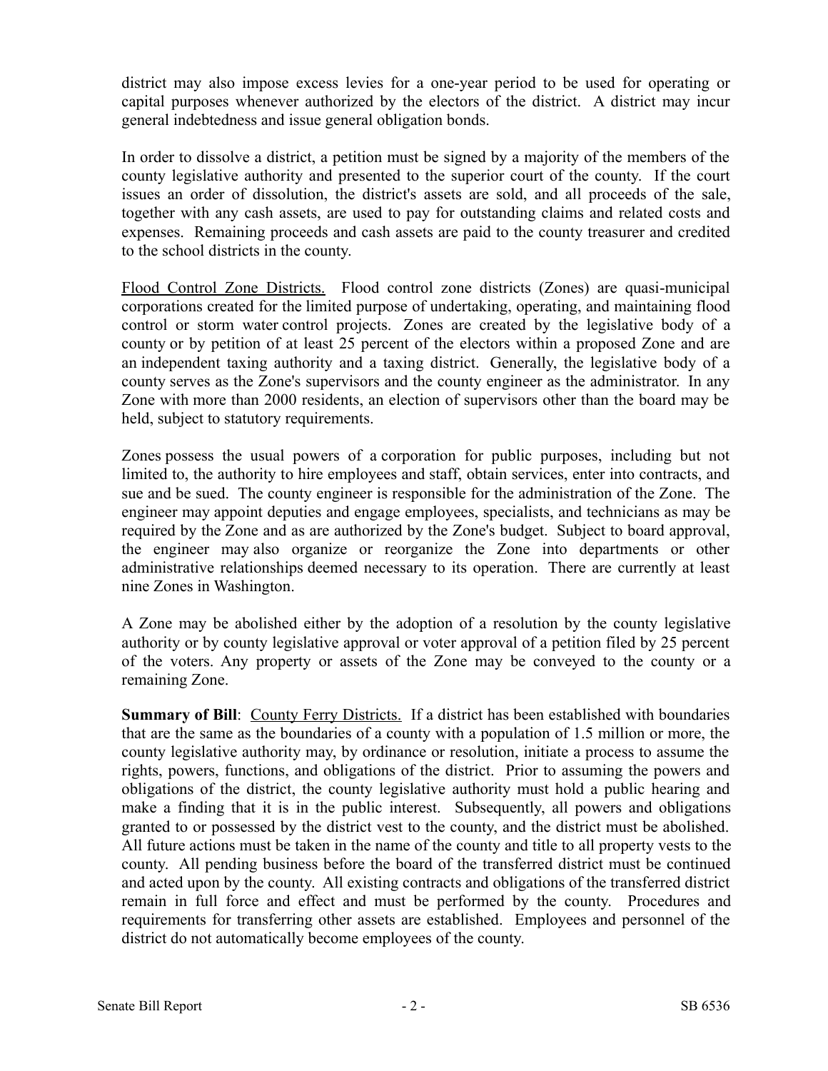district may also impose excess levies for a one-year period to be used for operating or capital purposes whenever authorized by the electors of the district. A district may incur general indebtedness and issue general obligation bonds.

In order to dissolve a district, a petition must be signed by a majority of the members of the county legislative authority and presented to the superior court of the county. If the court issues an order of dissolution, the district's assets are sold, and all proceeds of the sale, together with any cash assets, are used to pay for outstanding claims and related costs and expenses. Remaining proceeds and cash assets are paid to the county treasurer and credited to the school districts in the county.

Flood Control Zone Districts. Flood control zone districts (Zones) are quasi-municipal corporations created for the limited purpose of undertaking, operating, and maintaining flood control or storm water control projects. Zones are created by the legislative body of a county or by petition of at least 25 percent of the electors within a proposed Zone and are an independent taxing authority and a taxing district. Generally, the legislative body of a county serves as the Zone's supervisors and the county engineer as the administrator. In any Zone with more than 2000 residents, an election of supervisors other than the board may be held, subject to statutory requirements.

Zones possess the usual powers of a corporation for public purposes, including but not limited to, the authority to hire employees and staff, obtain services, enter into contracts, and sue and be sued. The county engineer is responsible for the administration of the Zone. The engineer may appoint deputies and engage employees, specialists, and technicians as may be required by the Zone and as are authorized by the Zone's budget. Subject to board approval, the engineer may also organize or reorganize the Zone into departments or other administrative relationships deemed necessary to its operation. There are currently at least nine Zones in Washington.

A Zone may be abolished either by the adoption of a resolution by the county legislative authority or by county legislative approval or voter approval of a petition filed by 25 percent of the voters. Any property or assets of the Zone may be conveyed to the county or a remaining Zone.

**Summary of Bill**: County Ferry Districts. If a district has been established with boundaries that are the same as the boundaries of a county with a population of 1.5 million or more, the county legislative authority may, by ordinance or resolution, initiate a process to assume the rights, powers, functions, and obligations of the district. Prior to assuming the powers and obligations of the district, the county legislative authority must hold a public hearing and make a finding that it is in the public interest. Subsequently, all powers and obligations granted to or possessed by the district vest to the county, and the district must be abolished. All future actions must be taken in the name of the county and title to all property vests to the county. All pending business before the board of the transferred district must be continued and acted upon by the county. All existing contracts and obligations of the transferred district remain in full force and effect and must be performed by the county. Procedures and requirements for transferring other assets are established. Employees and personnel of the district do not automatically become employees of the county.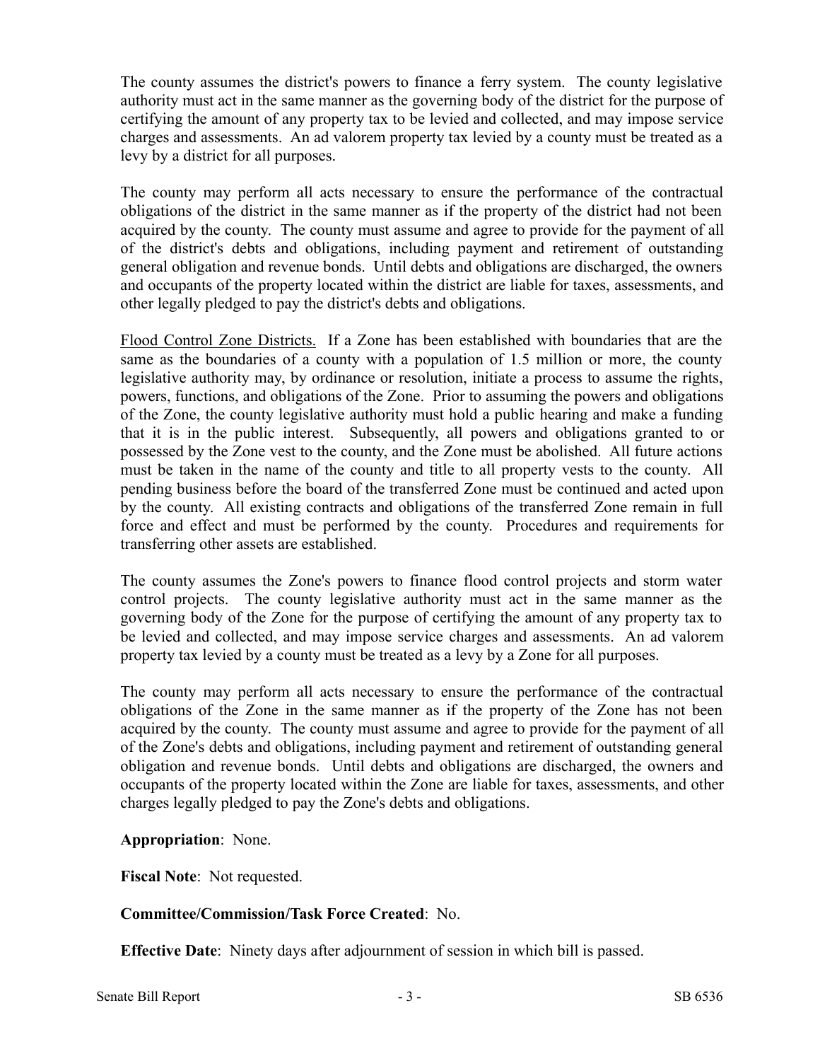The county assumes the district's powers to finance a ferry system. The county legislative authority must act in the same manner as the governing body of the district for the purpose of certifying the amount of any property tax to be levied and collected, and may impose service charges and assessments. An ad valorem property tax levied by a county must be treated as a levy by a district for all purposes.

The county may perform all acts necessary to ensure the performance of the contractual obligations of the district in the same manner as if the property of the district had not been acquired by the county. The county must assume and agree to provide for the payment of all of the district's debts and obligations, including payment and retirement of outstanding general obligation and revenue bonds. Until debts and obligations are discharged, the owners and occupants of the property located within the district are liable for taxes, assessments, and other legally pledged to pay the district's debts and obligations.

Flood Control Zone Districts. If a Zone has been established with boundaries that are the same as the boundaries of a county with a population of 1.5 million or more, the county legislative authority may, by ordinance or resolution, initiate a process to assume the rights, powers, functions, and obligations of the Zone. Prior to assuming the powers and obligations of the Zone, the county legislative authority must hold a public hearing and make a funding that it is in the public interest. Subsequently, all powers and obligations granted to or possessed by the Zone vest to the county, and the Zone must be abolished. All future actions must be taken in the name of the county and title to all property vests to the county. All pending business before the board of the transferred Zone must be continued and acted upon by the county. All existing contracts and obligations of the transferred Zone remain in full force and effect and must be performed by the county. Procedures and requirements for transferring other assets are established.

The county assumes the Zone's powers to finance flood control projects and storm water control projects. The county legislative authority must act in the same manner as the governing body of the Zone for the purpose of certifying the amount of any property tax to be levied and collected, and may impose service charges and assessments. An ad valorem property tax levied by a county must be treated as a levy by a Zone for all purposes.

The county may perform all acts necessary to ensure the performance of the contractual obligations of the Zone in the same manner as if the property of the Zone has not been acquired by the county. The county must assume and agree to provide for the payment of all of the Zone's debts and obligations, including payment and retirement of outstanding general obligation and revenue bonds. Until debts and obligations are discharged, the owners and occupants of the property located within the Zone are liable for taxes, assessments, and other charges legally pledged to pay the Zone's debts and obligations.

**Appropriation**: None.

**Fiscal Note**: Not requested.

**Committee/Commission/Task Force Created**: No.

**Effective Date**: Ninety days after adjournment of session in which bill is passed.